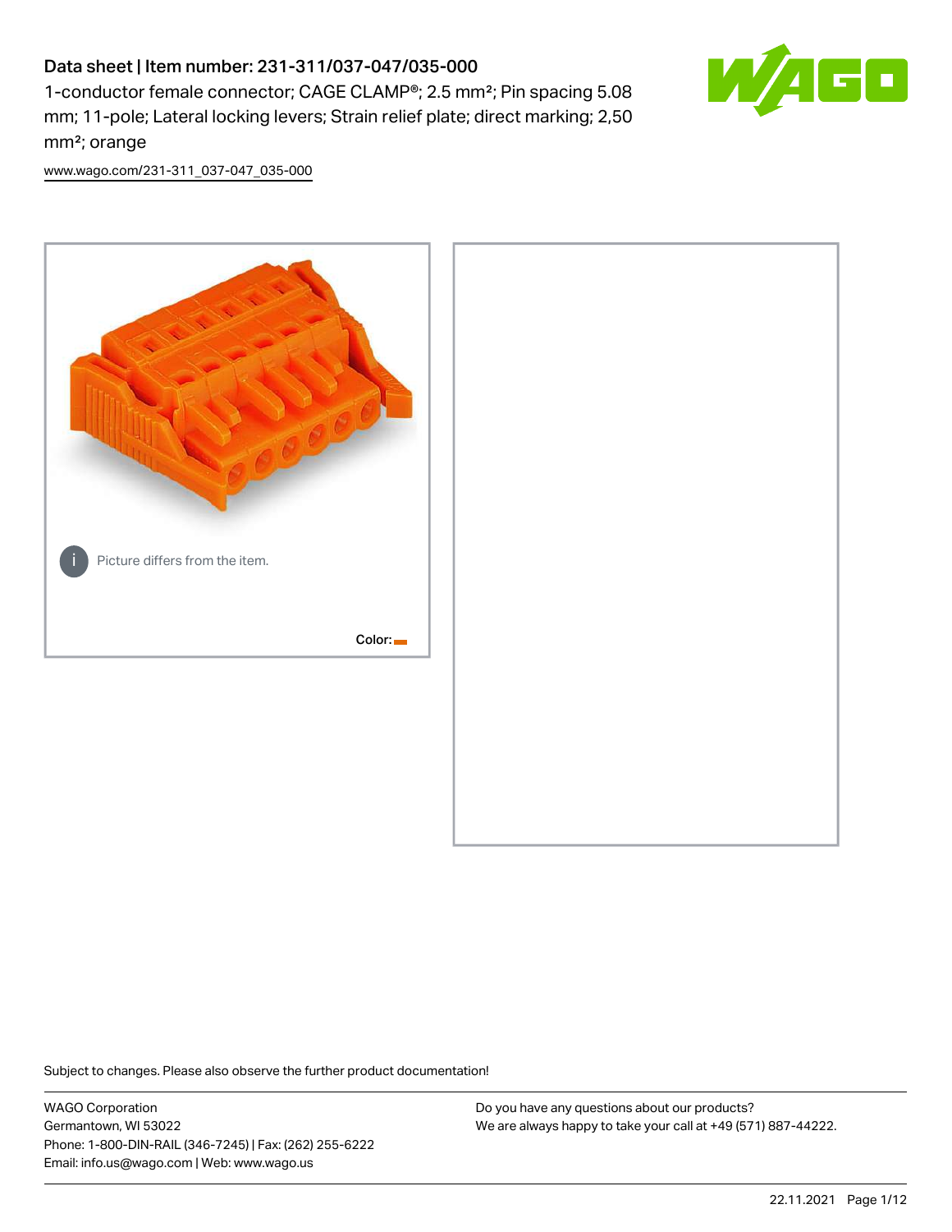# Data sheet | Item number: 231-311/037-047/035-000

1-conductor female connector; CAGE CLAMP®; 2.5 mm²; Pin spacing 5.08 mm; 11-pole; Lateral locking levers; Strain relief plate; direct marking; 2,50 mm²; orange

www.wago.com/231-311_037-047_035-000

Picture differs from the item.

Color:

Subject to changes. Please also observe the further product documentation!

WAGO Corporation
Germantown, WI 53022
Phone: 1-800-DIN-RAIL (346-7245) | Fax: (262) 255-6222
Email: info.us@wago.com | Web: www.wago.us

Do you have any questions about our products?
We are always happy to take your call at +49 (571) 887-44222.

22.11.2021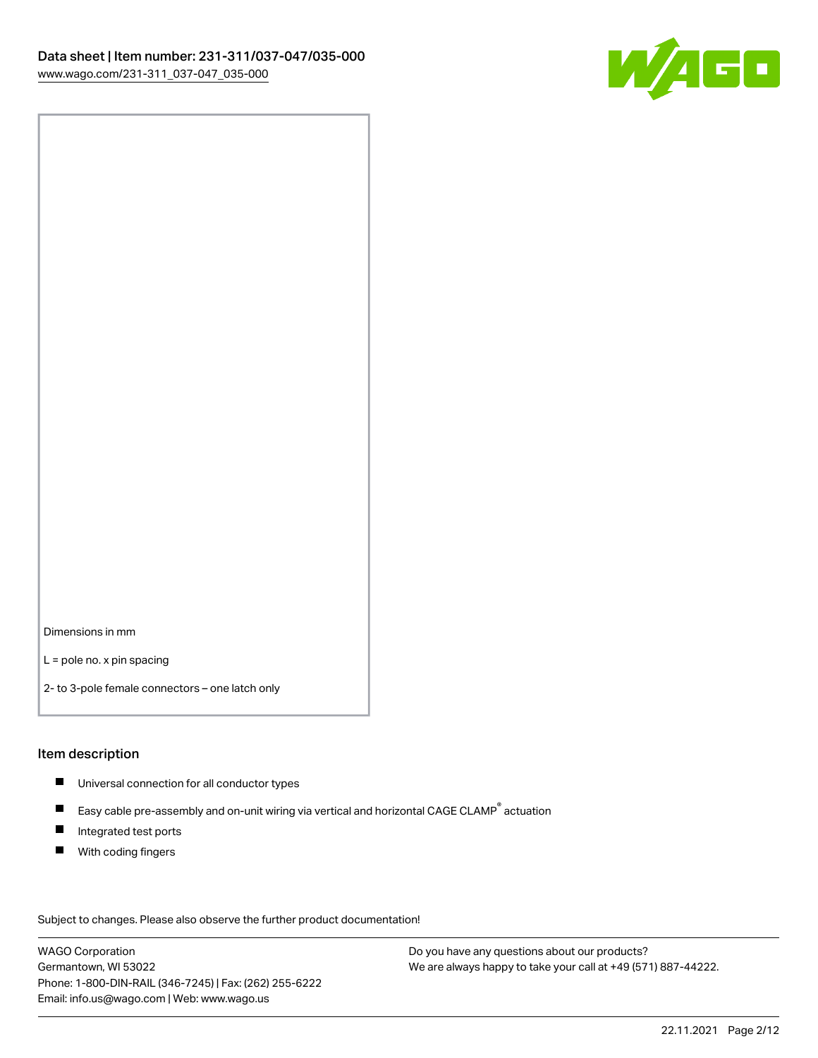Dimensions in mm

L = pole no. x pin spacing

2- to 3-pole female connectors – one latch only

## Item description

- Universal connection for all conductor types
- Easy cable pre-assembly and on-unit wiring via vertical and horizontal CAGE CLAMP® actuation
- Integrated test ports
- With coding fingers

Subject to changes. Please also observe the further product documentation!

WAGO Corporation
Germantown, WI 53022
Phone: 1-800-DIN-RAIL (346-7245) | Fax: (262) 255-6222
Email: info.us@wago.com | Web: www.wago.us

Do you have any questions about our products?
We are always happy to take your call at +49 (571) 887-44222.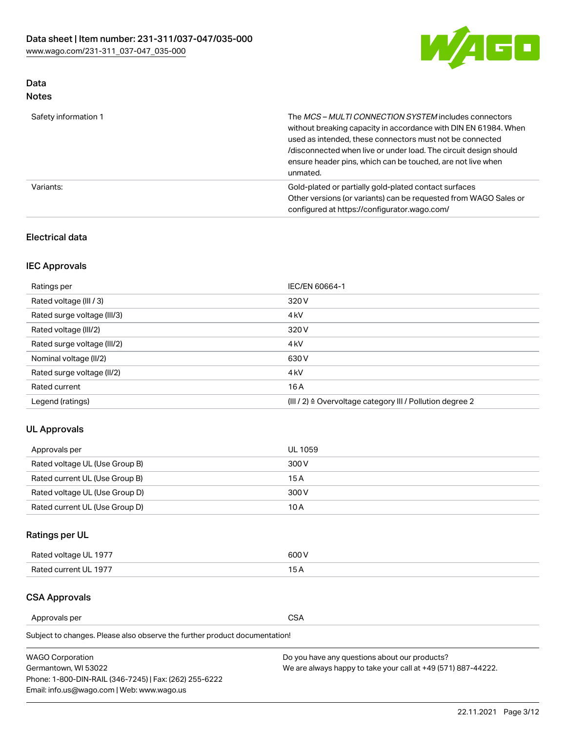## Data
### Notes

| | |
|---|---|
| Safety information 1 | The *MCS – MULTI CONNECTION SYSTEM* includes connectors without breaking capacity in accordance with DIN EN 61984. When used as intended, these connectors must not be connected /disconnected when live or under load. The circuit design should ensure header pins, which can be touched, are not live when unmated. |
| Variants: | Gold-plated or partially gold-plated contact surfaces<br>Other versions (or variants) can be requested from WAGO Sales or configured at https://configurator.wago.com/ |

## Electrical data

### IEC Approvals

| | |
|---|---|
| Ratings per | IEC/EN 60664-1 |
| Rated voltage (III / 3) | 320 V |
| Rated surge voltage (III/3) | 4 kV |
| Rated voltage (III/2) | 320 V |
| Rated surge voltage (III/2) | 4 kV |
| Nominal voltage (II/2) | 630 V |
| Rated surge voltage (II/2) | 4 kV |
| Rated current | 16 A |
| Legend (ratings) | (III / 2) ≙ Overvoltage category III / Pollution degree 2 |

### UL Approvals

| | |
|---|---|
| Approvals per | UL 1059 |
| Rated voltage UL (Use Group B) | 300 V |
| Rated current UL (Use Group B) | 15 A |
| Rated voltage UL (Use Group D) | 300 V |
| Rated current UL (Use Group D) | 10 A |

### Ratings per UL

| | |
|---|---|
| Rated voltage UL 1977 | 600 V |
| Rated current UL 1977 | 15 A |

### CSA Approvals

| | |
|---|---|
| Approvals per | CSA |

Subject to changes. Please also observe the further product documentation!

WAGO Corporation
Germantown, WI 53022
Phone: 1-800-DIN-RAIL (346-7245) | Fax: (262) 255-6222
Email: info.us@wago.com | Web: www.wago.us

Do you have any questions about our products?
We are always happy to take your call at +49 (571) 887-44222.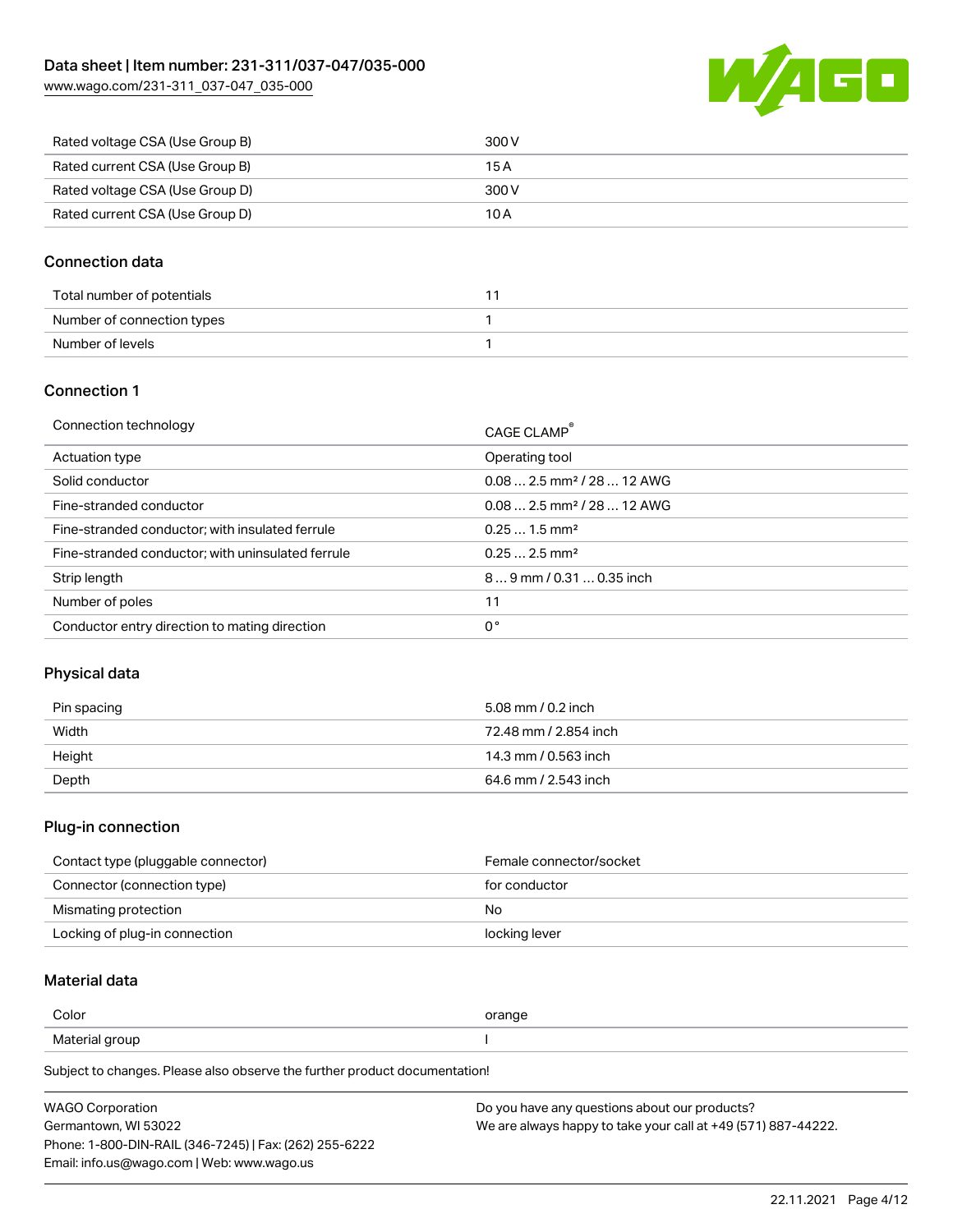| Rated voltage CSA (Use Group B) | 300 V |
| --- | --- |
| Rated current CSA (Use Group B) | 15 A |
| Rated voltage CSA (Use Group D) | 300 V |
| Rated current CSA (Use Group D) | 10 A |

## Connection data

| Total number of potentials | 11 |
| --- | --- |
| Number of connection types | 1 |
| Number of levels | 1 |

## Connection 1

| Connection technology | CAGE CLAMP® |
| --- | --- |
| Actuation type | Operating tool |
| Solid conductor | 0.08 … 2.5 mm² / 28 … 12 AWG |
| Fine-stranded conductor | 0.08 … 2.5 mm² / 28 … 12 AWG |
| Fine-stranded conductor; with insulated ferrule | 0.25 … 1.5 mm² |
| Fine-stranded conductor; with uninsulated ferrule | 0.25 … 2.5 mm² |
| Strip length | 8 … 9 mm / 0.31 … 0.35 inch |
| Number of poles | 11 |
| Conductor entry direction to mating direction | 0 ° |

## Physical data

| Pin spacing | 5.08 mm / 0.2 inch |
| --- | --- |
| Width | 72.48 mm / 2.854 inch |
| Height | 14.3 mm / 0.563 inch |
| Depth | 64.6 mm / 2.543 inch |

## Plug-in connection

| Contact type (pluggable connector) | Female connector/socket |
| --- | --- |
| Connector (connection type) | for conductor |
| Mismating protection | No |
| Locking of plug-in connection | locking lever |

## Material data

| Color | orange |
| --- | --- |
| Material group | I |

Subject to changes. Please also observe the further product documentation!

WAGO Corporation
Germantown, WI 53022
Phone: 1-800-DIN-RAIL (346-7245) | Fax: (262) 255-6222
Email: info.us@wago.com | Web: www.wago.us

Do you have any questions about our products?
We are always happy to take your call at +49 (571) 887-44222.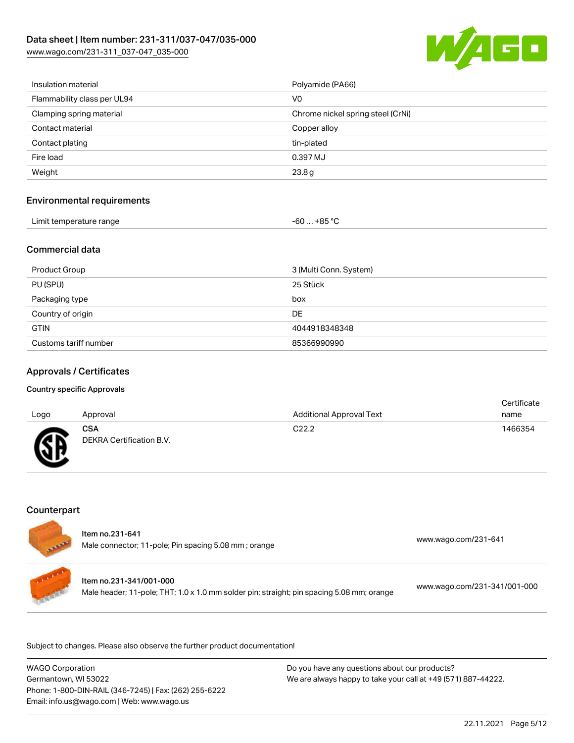| | |
|---|---|
| Insulation material | Polyamide (PA66) |
| Flammability class per UL94 | V0 |
| Clamping spring material | Chrome nickel spring steel (CrNi) |
| Contact material | Copper alloy |
| Contact plating | tin-plated |
| Fire load | 0.397 MJ |
| Weight | 23.8 g |

## Environmental requirements

| | |
|---|---|
| Limit temperature range | -60 … +85 °C |

## Commercial data

| | |
|---|---|
| Product Group | 3 (Multi Conn. System) |
| PU (SPU) | 25 Stück |
| Packaging type | box |
| Country of origin | DE |
| GTIN | 4044918348348 |
| Customs tariff number | 85366990990 |

## Approvals / Certificates

### Country specific Approvals

| Logo | Approval | Additional Approval Text | Certificate name |
|---|---|---|---|
| | **CSA** DEKRA Certification B.V. | C22.2 | 1466354 |

## Counterpart

Item no.231-641
Male connector; 11-pole; Pin spacing 5.08 mm ; orange
www.wago.com/231-641

Item no.231-341/001-000
Male header; 11-pole; THT; 1.0 x 1.0 mm solder pin; straight; pin spacing 5.08 mm; orange
www.wago.com/231-341/001-000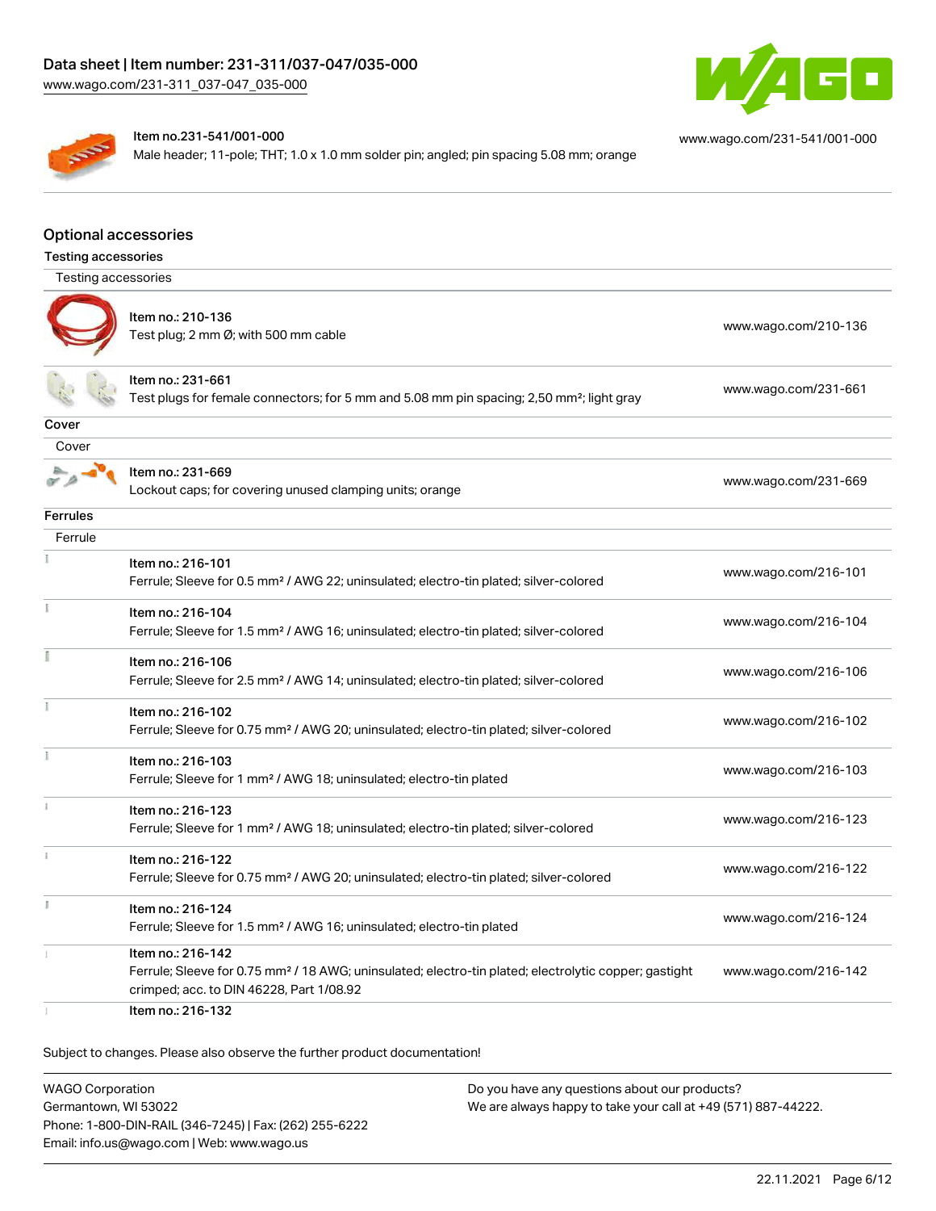| | | |
|---|---|---|
| | Item no.231-541/001-000<br>Male header; 11-pole; THT; 1.0 x 1.0 mm solder pin; angled; pin spacing 5.08 mm; orange | www.wago.com/231-541/001-000 |

## Optional accessories

### Testing accessories

| Testing accessories | | |
|---|---|---|
| | Item no.: 210-136<br>Test plug; 2 mm Ø; with 500 mm cable | www.wago.com/210-136 |
| | Item no.: 231-661<br>Test plugs for female connectors; for 5 mm and 5.08 mm pin spacing; 2,50 mm²; light gray | www.wago.com/231-661 |

### Cover

| Cover | | |
|---|---|---|
| | Item no.: 231-669<br>Lockout caps; for covering unused clamping units; orange | www.wago.com/231-669 |

### Ferrules

| Ferrule | | |
|---|---|---|
| | Item no.: 216-101<br>Ferrule; Sleeve for 0.5 mm² / AWG 22; uninsulated; electro-tin plated; silver-colored | www.wago.com/216-101 |
| | Item no.: 216-104<br>Ferrule; Sleeve for 1.5 mm² / AWG 16; uninsulated; electro-tin plated; silver-colored | www.wago.com/216-104 |
| | Item no.: 216-106<br>Ferrule; Sleeve for 2.5 mm² / AWG 14; uninsulated; electro-tin plated; silver-colored | www.wago.com/216-106 |
| | Item no.: 216-102<br>Ferrule; Sleeve for 0.75 mm² / AWG 20; uninsulated; electro-tin plated; silver-colored | www.wago.com/216-102 |
| | Item no.: 216-103<br>Ferrule; Sleeve for 1 mm² / AWG 18; uninsulated; electro-tin plated | www.wago.com/216-103 |
| | Item no.: 216-123<br>Ferrule; Sleeve for 1 mm² / AWG 18; uninsulated; electro-tin plated; silver-colored | www.wago.com/216-123 |
| | Item no.: 216-122<br>Ferrule; Sleeve for 0.75 mm² / AWG 20; uninsulated; electro-tin plated; silver-colored | www.wago.com/216-122 |
| | Item no.: 216-124<br>Ferrule; Sleeve for 1.5 mm² / AWG 16; uninsulated; electro-tin plated | www.wago.com/216-124 |
| | Item no.: 216-142<br>Ferrule; Sleeve for 0.75 mm² / 18 AWG; uninsulated; electro-tin plated; electrolytic copper; gastight crimped; acc. to DIN 46228, Part 1/08.92 | www.wago.com/216-142 |
| | Item no.: 216-132 | |

Subject to changes. Please also observe the further product documentation!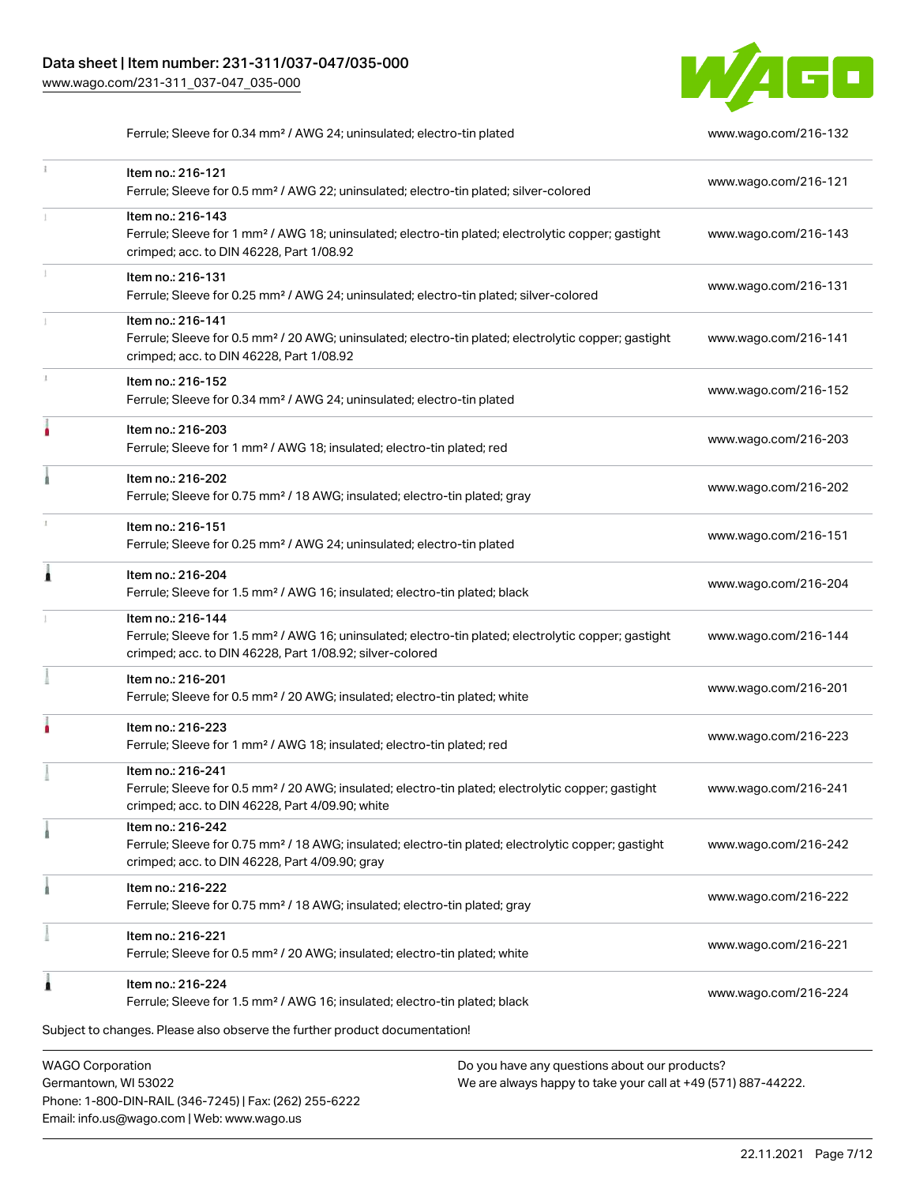| Item | Link |
|---|---|
| Ferrule; Sleeve for 0.34 mm² / AWG 24; uninsulated; electro-tin plated | www.wago.com/216-132 |
| Item no.: 216-121<br>Ferrule; Sleeve for 0.5 mm² / AWG 22; uninsulated; electro-tin plated; silver-colored | www.wago.com/216-121 |
| Item no.: 216-143<br>Ferrule; Sleeve for 1 mm² / AWG 18; uninsulated; electro-tin plated; electrolytic copper; gastight crimped; acc. to DIN 46228, Part 1/08.92 | www.wago.com/216-143 |
| Item no.: 216-131<br>Ferrule; Sleeve for 0.25 mm² / AWG 24; uninsulated; electro-tin plated; silver-colored | www.wago.com/216-131 |
| Item no.: 216-141<br>Ferrule; Sleeve for 0.5 mm² / 20 AWG; uninsulated; electro-tin plated; electrolytic copper; gastight crimped; acc. to DIN 46228, Part 1/08.92 | www.wago.com/216-141 |
| Item no.: 216-152<br>Ferrule; Sleeve for 0.34 mm² / AWG 24; uninsulated; electro-tin plated | www.wago.com/216-152 |
| Item no.: 216-203<br>Ferrule; Sleeve for 1 mm² / AWG 18; insulated; electro-tin plated; red | www.wago.com/216-203 |
| Item no.: 216-202<br>Ferrule; Sleeve for 0.75 mm² / 18 AWG; insulated; electro-tin plated; gray | www.wago.com/216-202 |
| Item no.: 216-151<br>Ferrule; Sleeve for 0.25 mm² / AWG 24; uninsulated; electro-tin plated | www.wago.com/216-151 |
| Item no.: 216-204<br>Ferrule; Sleeve for 1.5 mm² / AWG 16; insulated; electro-tin plated; black | www.wago.com/216-204 |
| Item no.: 216-144<br>Ferrule; Sleeve for 1.5 mm² / AWG 16; uninsulated; electro-tin plated; electrolytic copper; gastight crimped; acc. to DIN 46228, Part 1/08.92; silver-colored | www.wago.com/216-144 |
| Item no.: 216-201<br>Ferrule; Sleeve for 0.5 mm² / 20 AWG; insulated; electro-tin plated; white | www.wago.com/216-201 |
| Item no.: 216-223<br>Ferrule; Sleeve for 1 mm² / AWG 18; insulated; electro-tin plated; red | www.wago.com/216-223 |
| Item no.: 216-241<br>Ferrule; Sleeve for 0.5 mm² / 20 AWG; insulated; electro-tin plated; electrolytic copper; gastight crimped; acc. to DIN 46228, Part 4/09.90; white | www.wago.com/216-241 |
| Item no.: 216-242<br>Ferrule; Sleeve for 0.75 mm² / 18 AWG; insulated; electro-tin plated; electrolytic copper; gastight crimped; acc. to DIN 46228, Part 4/09.90; gray | www.wago.com/216-242 |
| Item no.: 216-222<br>Ferrule; Sleeve for 0.75 mm² / 18 AWG; insulated; electro-tin plated; gray | www.wago.com/216-222 |
| Item no.: 216-221<br>Ferrule; Sleeve for 0.5 mm² / 20 AWG; insulated; electro-tin plated; white | www.wago.com/216-221 |
| Item no.: 216-224<br>Ferrule; Sleeve for 1.5 mm² / AWG 16; insulated; electro-tin plated; black | www.wago.com/216-224 |

Subject to changes. Please also observe the further product documentation!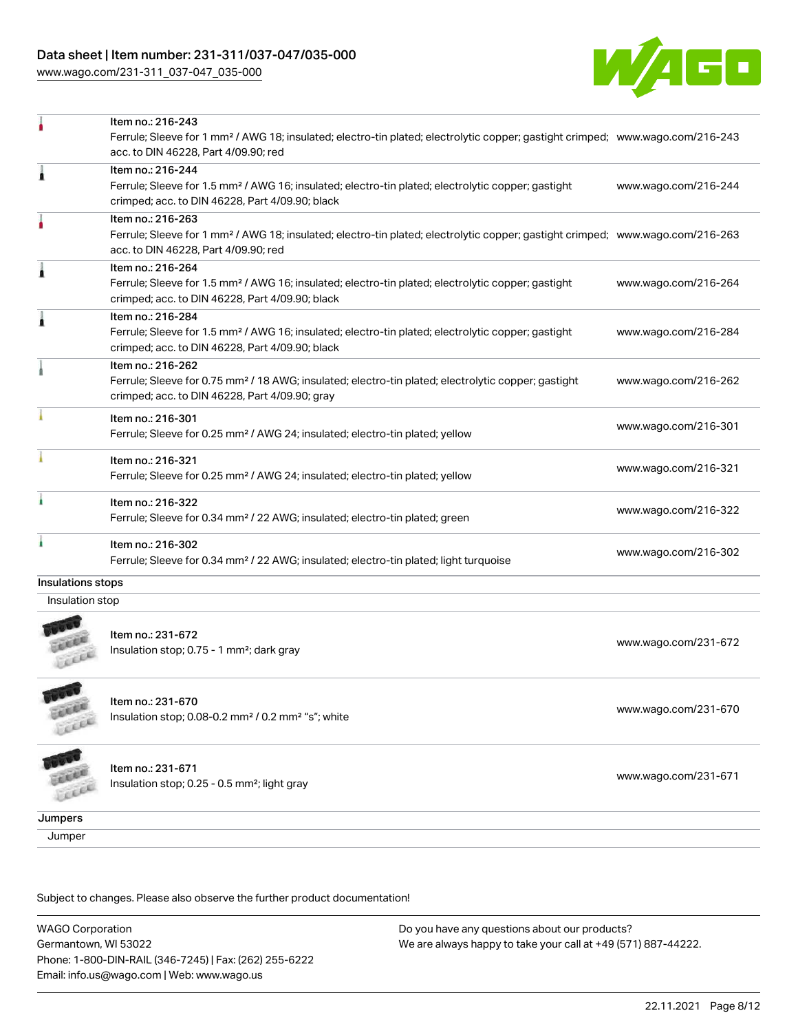| | | |
|---|---|---|
| | Item no.: 216-243<br>Ferrule; Sleeve for 1 mm² / AWG 18; insulated; electro-tin plated; electrolytic copper; gastight crimped; acc. to DIN 46228, Part 4/09.90; red | www.wago.com/216-243 |
| | Item no.: 216-244<br>Ferrule; Sleeve for 1.5 mm² / AWG 16; insulated; electro-tin plated; electrolytic copper; gastight crimped; acc. to DIN 46228, Part 4/09.90; black | www.wago.com/216-244 |
| | Item no.: 216-263<br>Ferrule; Sleeve for 1 mm² / AWG 18; insulated; electro-tin plated; electrolytic copper; gastight crimped; acc. to DIN 46228, Part 4/09.90; red | www.wago.com/216-263 |
| | Item no.: 216-264<br>Ferrule; Sleeve for 1.5 mm² / AWG 16; insulated; electro-tin plated; electrolytic copper; gastight crimped; acc. to DIN 46228, Part 4/09.90; black | www.wago.com/216-264 |
| | Item no.: 216-284<br>Ferrule; Sleeve for 1.5 mm² / AWG 16; insulated; electro-tin plated; electrolytic copper; gastight crimped; acc. to DIN 46228, Part 4/09.90; black | www.wago.com/216-284 |
| | Item no.: 216-262<br>Ferrule; Sleeve for 0.75 mm² / 18 AWG; insulated; electro-tin plated; electrolytic copper; gastight crimped; acc. to DIN 46228, Part 4/09.90; gray | www.wago.com/216-262 |
| | Item no.: 216-301<br>Ferrule; Sleeve for 0.25 mm² / AWG 24; insulated; electro-tin plated; yellow | www.wago.com/216-301 |
| | Item no.: 216-321<br>Ferrule; Sleeve for 0.25 mm² / AWG 24; insulated; electro-tin plated; yellow | www.wago.com/216-321 |
| | Item no.: 216-322<br>Ferrule; Sleeve for 0.34 mm² / 22 AWG; insulated; electro-tin plated; green | www.wago.com/216-322 |
| | Item no.: 216-302<br>Ferrule; Sleeve for 0.34 mm² / 22 AWG; insulated; electro-tin plated; light turquoise | www.wago.com/216-302 |

## Insulations stops

### Insulation stop

| | | |
|---|---|---|
| | Item no.: 231-672<br>Insulation stop; 0.75 - 1 mm²; dark gray | www.wago.com/231-672 |
| | Item no.: 231-670<br>Insulation stop; 0.08-0.2 mm² / 0.2 mm² "s"; white | www.wago.com/231-670 |
| | Item no.: 231-671<br>Insulation stop; 0.25 - 0.5 mm²; light gray | www.wago.com/231-671 |

## Jumpers

### Jumper

Subject to changes. Please also observe the further product documentation!

WAGO Corporation
Germantown, WI 53022
Phone: 1-800-DIN-RAIL (346-7245) | Fax: (262) 255-6222
Email: info.us@wago.com | Web: www.wago.us

Do you have any questions about our products?
We are always happy to take your call at +49 (571) 887-44222.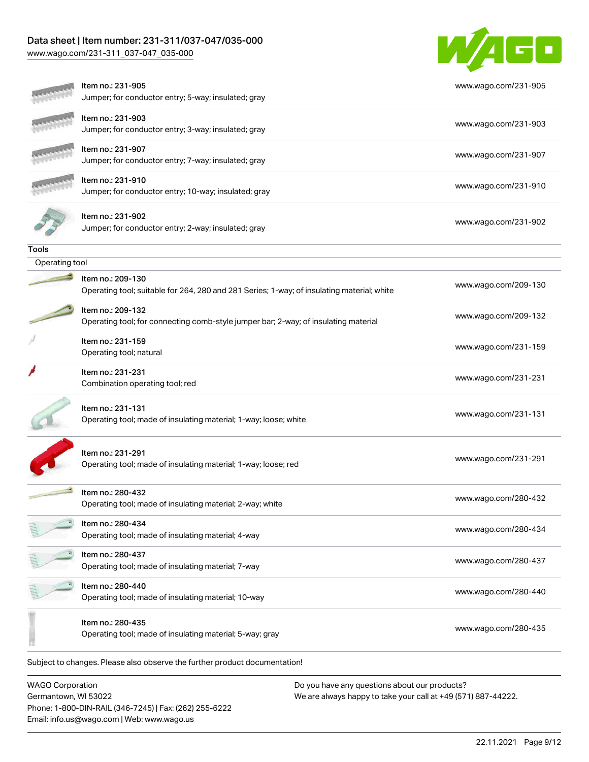| | | |
|---|---|---|
| | Item no.: 231-905<br>Jumper; for conductor entry; 5-way; insulated; gray | www.wago.com/231-905 |
| | Item no.: 231-903<br>Jumper; for conductor entry; 3-way; insulated; gray | www.wago.com/231-903 |
| | Item no.: 231-907<br>Jumper; for conductor entry; 7-way; insulated; gray | www.wago.com/231-907 |
| | Item no.: 231-910<br>Jumper; for conductor entry; 10-way; insulated; gray | www.wago.com/231-910 |
| | Item no.: 231-902<br>Jumper; for conductor entry; 2-way; insulated; gray | www.wago.com/231-902 |

**Tools**

Operating tool

| | | |
|---|---|---|
| | Item no.: 209-130<br>Operating tool; suitable for 264, 280 and 281 Series; 1-way; of insulating material; white | www.wago.com/209-130 |
| | Item no.: 209-132<br>Operating tool; for connecting comb-style jumper bar; 2-way; of insulating material | www.wago.com/209-132 |
| | Item no.: 231-159<br>Operating tool; natural | www.wago.com/231-159 |
| | Item no.: 231-231<br>Combination operating tool; red | www.wago.com/231-231 |
| | Item no.: 231-131<br>Operating tool; made of insulating material; 1-way; loose; white | www.wago.com/231-131 |
| | Item no.: 231-291<br>Operating tool; made of insulating material; 1-way; loose; red | www.wago.com/231-291 |
| | Item no.: 280-432<br>Operating tool; made of insulating material; 2-way; white | www.wago.com/280-432 |
| | Item no.: 280-434<br>Operating tool; made of insulating material; 4-way | www.wago.com/280-434 |
| | Item no.: 280-437<br>Operating tool; made of insulating material; 7-way | www.wago.com/280-437 |
| | Item no.: 280-440<br>Operating tool; made of insulating material; 10-way | www.wago.com/280-440 |
| | Item no.: 280-435<br>Operating tool; made of insulating material; 5-way; gray | www.wago.com/280-435 |

Subject to changes. Please also observe the further product documentation!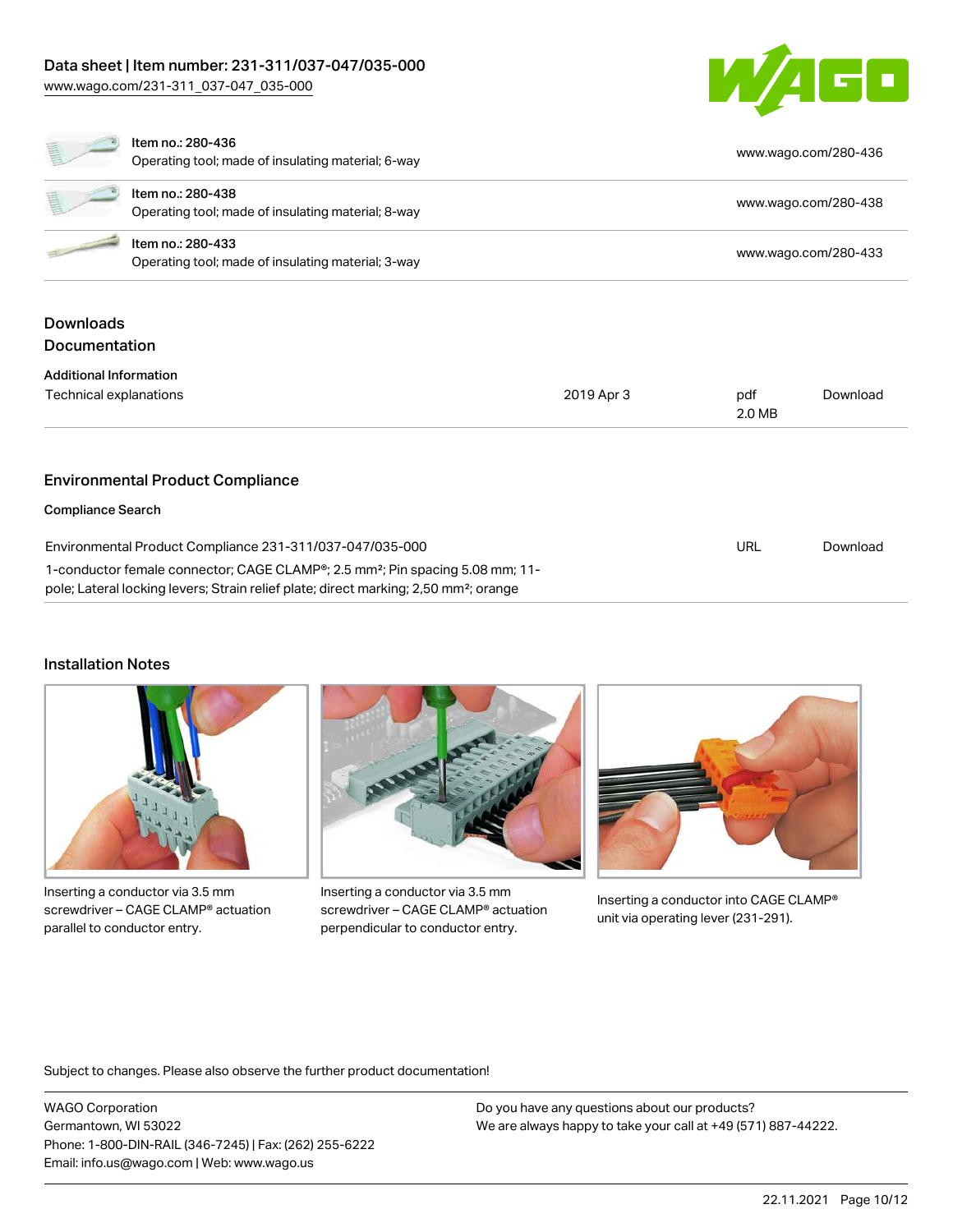| | | |
|---|---|---|
| | Item no.: 280-436<br>Operating tool; made of insulating material; 6-way | www.wago.com/280-436 |
| | Item no.: 280-438<br>Operating tool; made of insulating material; 8-way | www.wago.com/280-438 |
| | Item no.: 280-433<br>Operating tool; made of insulating material; 3-way | www.wago.com/280-433 |

## Downloads

### Documentation

**Additional Information**

| | | | |
|---|---|---|---|
| Technical explanations | 2019 Apr 3 | pdf<br>2.0 MB | Download |

## Environmental Product Compliance

**Compliance Search**

| | | |
|---|---|---|
| Environmental Product Compliance 231-311/037-047/035-000<br>1-conductor female connector; CAGE CLAMP®; 2.5 mm²; Pin spacing 5.08 mm; 11-pole; Lateral locking levers; Strain relief plate; direct marking; 2,50 mm²; orange | URL | Download |

## Installation Notes

Inserting a conductor via 3.5 mm screwdriver – CAGE CLAMP® actuation parallel to conductor entry.

Inserting a conductor via 3.5 mm screwdriver – CAGE CLAMP® actuation perpendicular to conductor entry.

Inserting a conductor into CAGE CLAMP® unit via operating lever (231-291).

Subject to changes. Please also observe the further product documentation!

WAGO Corporation
Germantown, WI 53022
Phone: 1-800-DIN-RAIL (346-7245) | Fax: (262) 255-6222
Email: info.us@wago.com | Web: www.wago.us

Do you have any questions about our products?
We are always happy to take your call at +49 (571) 887-44222.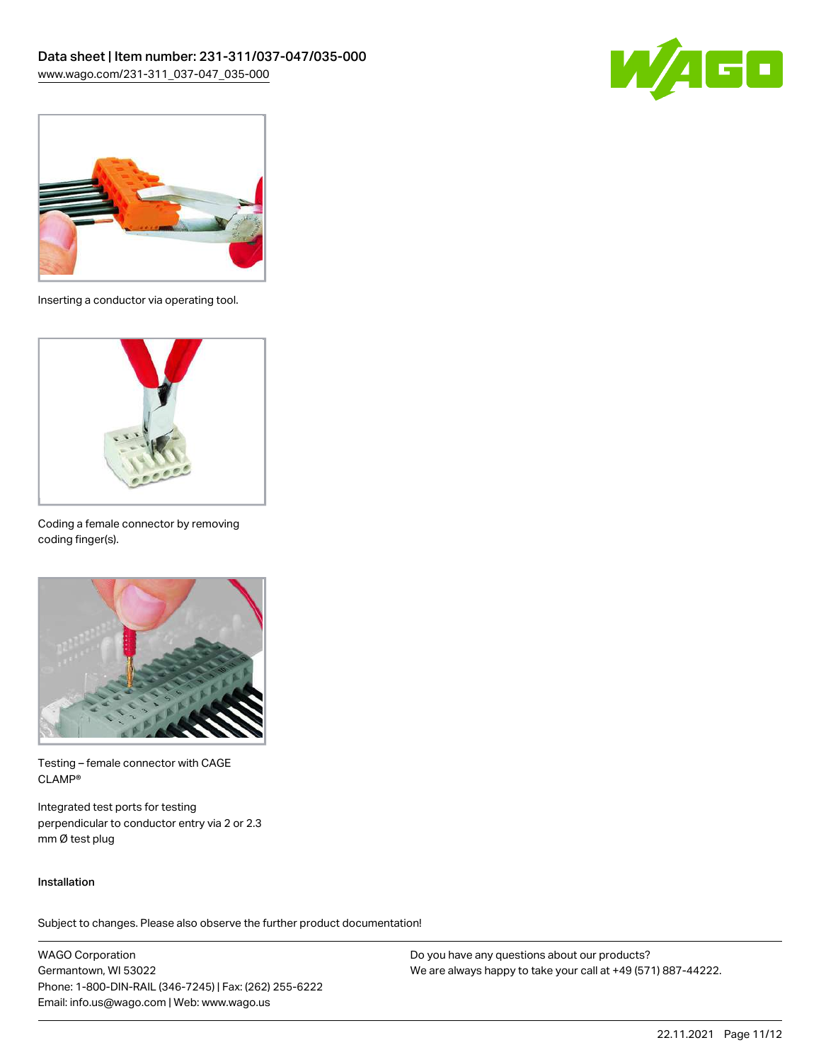Inserting a conductor via operating tool.

Coding a female connector by removing coding finger(s).

Testing – female connector with CAGE CLAMP®

Integrated test ports for testing perpendicular to conductor entry via 2 or 2.3 mm Ø test plug

Installation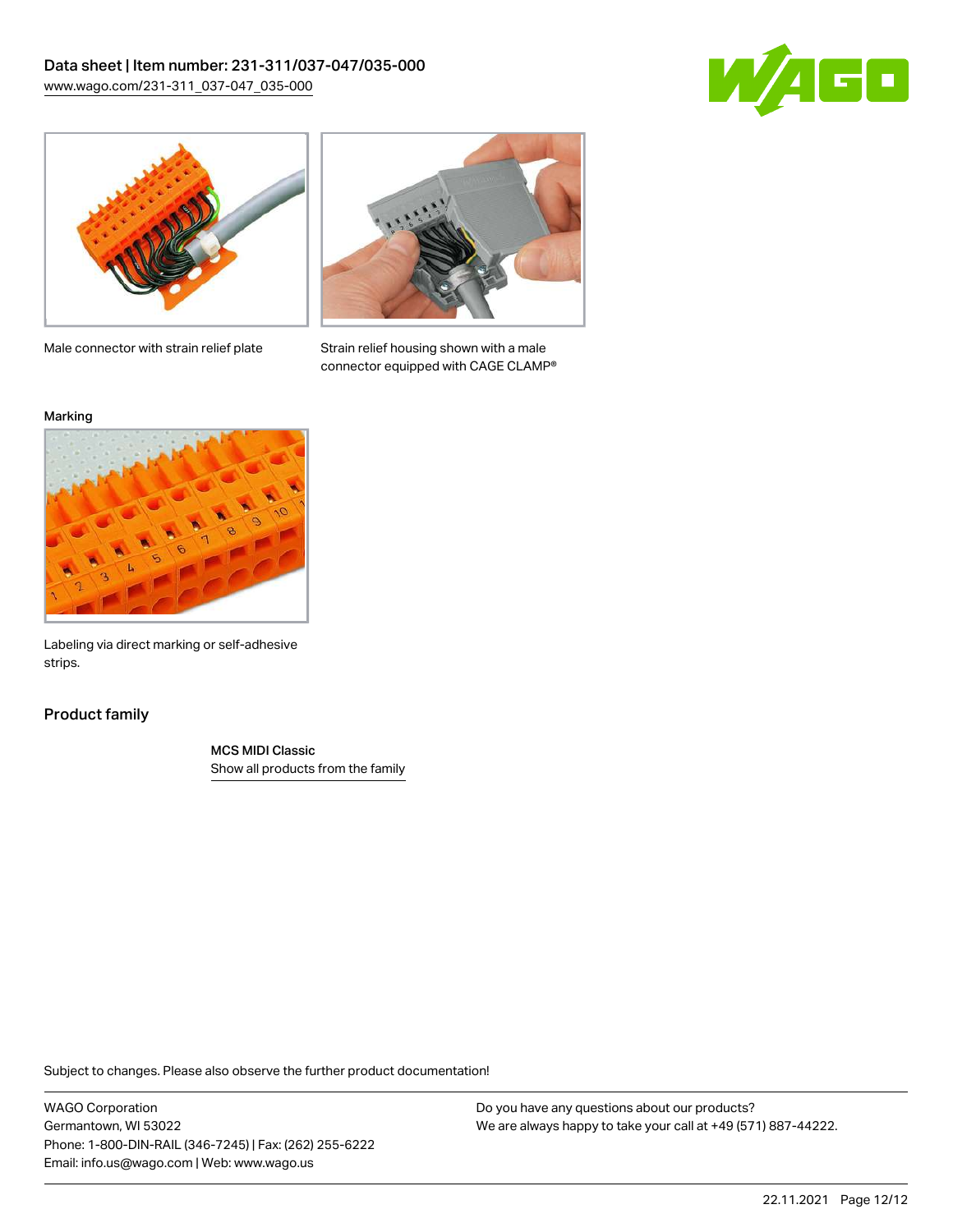Male connector with strain relief plate

Strain relief housing shown with a male connector equipped with CAGE CLAMP®

Marking

Labeling via direct marking or self-adhesive strips.

## Product family

MCS MIDI Classic
Show all products from the family

Subject to changes. Please also observe the further product documentation!

WAGO Corporation
Germantown, WI 53022
Phone: 1-800-DIN-RAIL (346-7245) | Fax: (262) 255-6222
Email: info.us@wago.com | Web: www.wago.us

Do you have any questions about our products?
We are always happy to take your call at +49 (571) 887-44222.